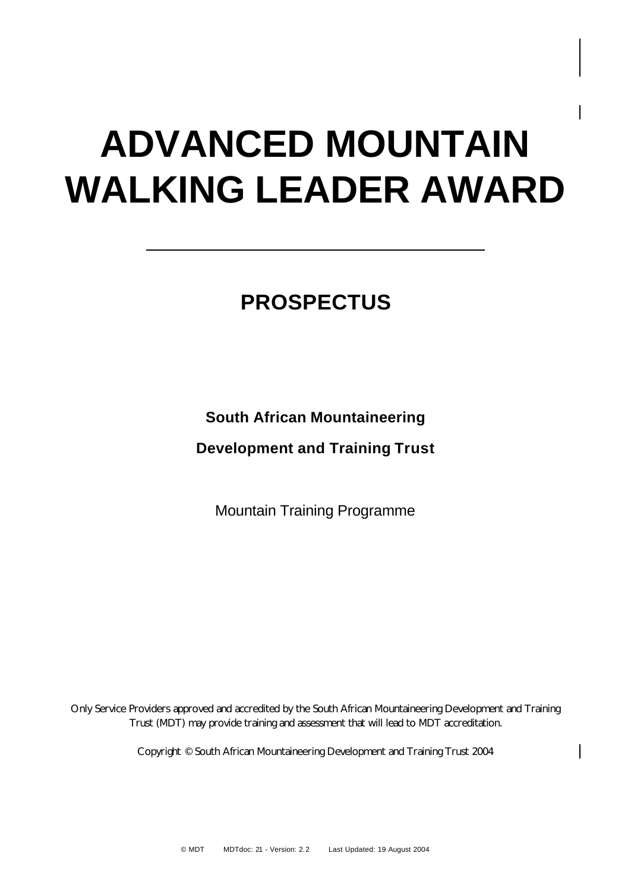# ADVANCED MOUNTAIN WALKING LEADER AWARD

---

## PROSPECTUS

**South African Mountaineering**

**Development and Training Trust**

Mountain Training Programme

Only Service Providers approved and accredited by the South African Mountaineering Development and Training Trust (MDT) may provide training and assessment that will lead to MDT accreditation.

Copyright © South African Mountaineering Development and Training Trust 2004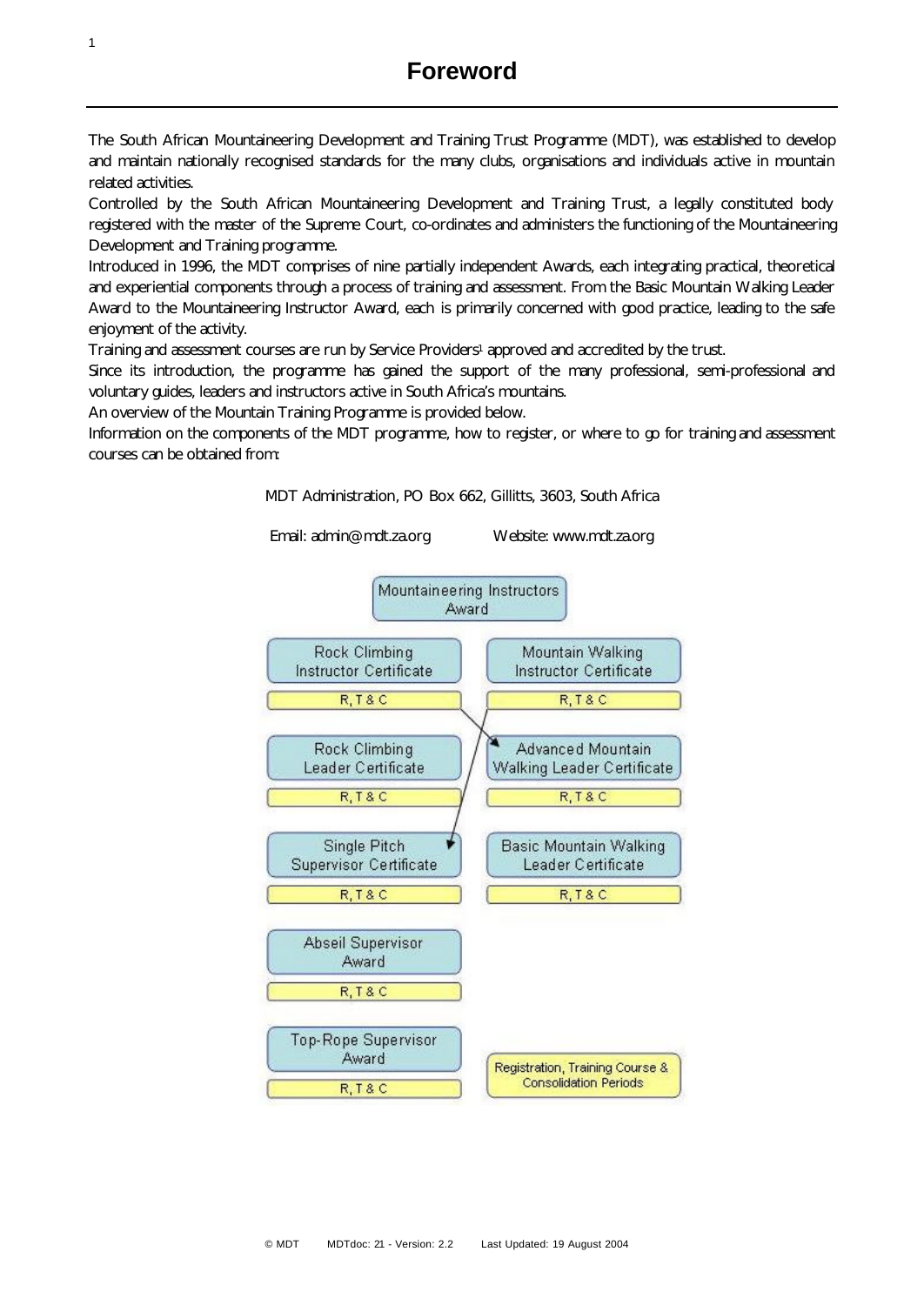# Foreword

The South African Mountaineering Development and Training Trust Programme (MDT), was established to develop and maintain nationally recognised standards for the many clubs, organisations and individuals active in mountain related activities.

Controlled by the South African Mountaineering Development and Training Trust, a legally constituted body registered with the master of the Supreme Court, co-ordinates and administers the functioning of the Mountaineering Development and Training programme.

Introduced in 1996, the MDT comprises of nine partially independent Awards, each integrating practical, theoretical and experiential components through a process of training and assessment. From the Basic Mountain Walking Leader Award to the Mountaineering Instructor Award, each is primarily concerned with good practice, leading to the safe enjoyment of the activity.

Training and assessment courses are run by Service Providers[1] approved and accredited by the trust.

Since its introduction, the programme has gained the support of the many professional, semi-professional and voluntary guides, leaders and instructors active in South Africa's mountains.

An overview of the Mountain Training Programme is provided below.

Information on the components of the MDT programme, how to register, or where to go for training and assessment courses can be obtained from:

MDT Administration, PO Box 662, Gillitts, 3603, South Africa

Email: admin@mdt.za.org    Website: www.mdt.za.org

Mountaineering Instructors Award

| | |
|---|---|
| Rock Climbing Instructor Certificate<br>R, T & C | Mountain Walking Instructor Certificate<br>R, T & C |
| Rock Climbing Leader Certificate<br>R, T & C | Advanced Mountain Walking Leader Certificate<br>R, T & C |
| Single Pitch Supervisor Certificate<br>R, T & C | Basic Mountain Walking Leader Certificate<br>R, T & C |
| Abseil Supervisor Award<br>R, T & C | |
| Top-Rope Supervisor Award<br>R, T & C | Registration, Training Course & Consolidation Periods |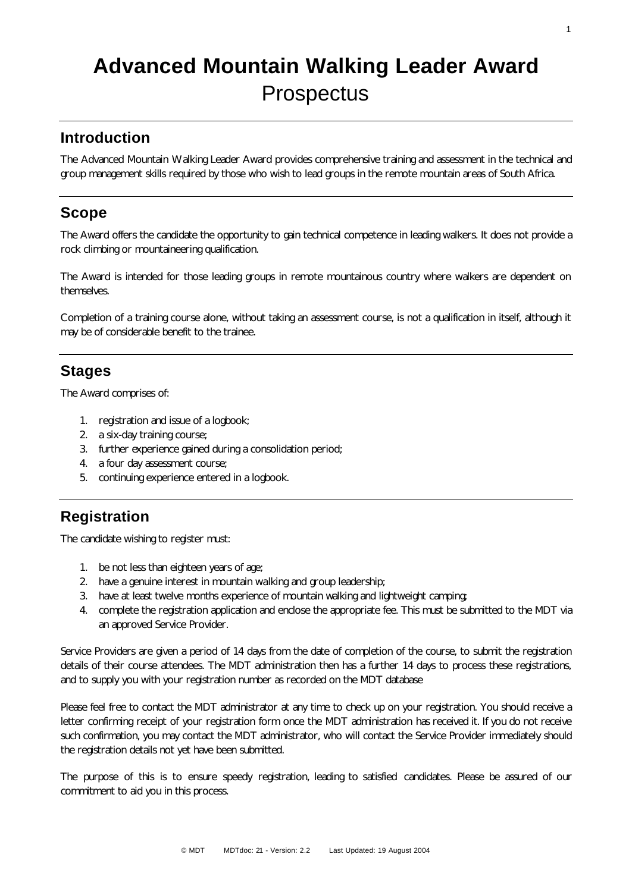# Advanced Mountain Walking Leader Award
Prospectus

## Introduction

The Advanced Mountain Walking Leader Award provides comprehensive training and assessment in the technical and group management skills required by those who wish to lead groups in the remote mountain areas of South Africa.

## Scope

The Award offers the candidate the opportunity to gain technical competence in leading walkers. It does not provide a rock climbing or mountaineering qualification.

The Award is intended for those leading groups in remote mountainous country where walkers are dependent on themselves.

Completion of a training course alone, without taking an assessment course, is not a qualification in itself, although it may be of considerable benefit to the trainee.

## Stages

The Award comprises of:

1. registration and issue of a logbook;
2. a six-day training course;
3. further experience gained during a consolidation period;
4. a four day assessment course;
5. continuing experience entered in a logbook.

## Registration

The candidate wishing to register must:

1. be not less than eighteen years of age;
2. have a genuine interest in mountain walking and group leadership;
3. have at least twelve months experience of mountain walking and lightweight camping;
4. complete the registration application and enclose the appropriate fee. This must be submitted to the MDT via an approved Service Provider.

Service Providers are given a period of 14 days from the date of completion of the course, to submit the registration details of their course attendees. The MDT administration then has a further 14 days to process these registrations, and to supply you with your registration number as recorded on the MDT database

Please feel free to contact the MDT administrator at any time to check up on your registration. You should receive a letter confirming receipt of your registration form once the MDT administration has received it. If you do not receive such confirmation, you may contact the MDT administrator, who will contact the Service Provider immediately should the registration details not yet have been submitted.

The purpose of this is to ensure speedy registration, leading to satisfied candidates. Please be assured of our commitment to aid you in this process.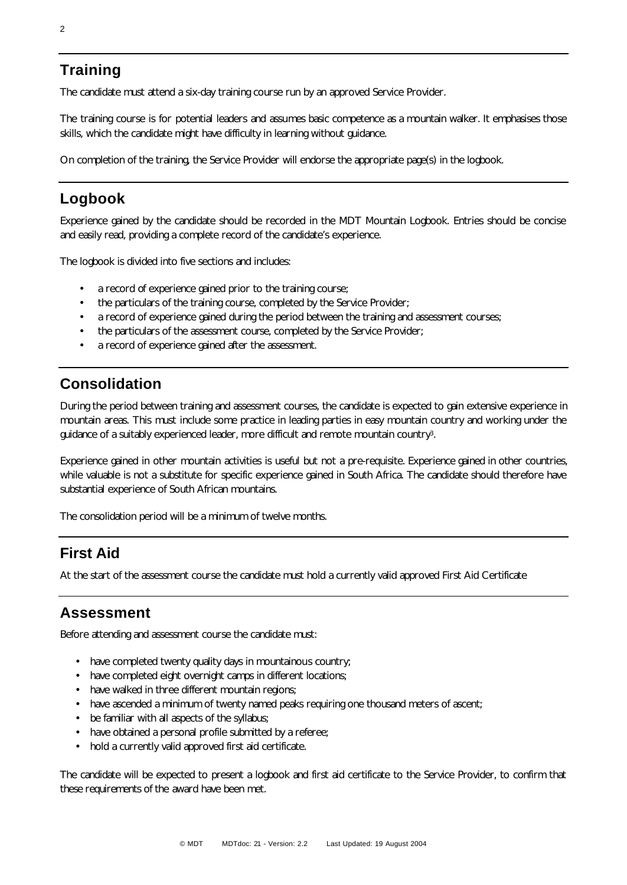## Training

The candidate must attend a six-day training course run by an approved Service Provider.

The training course is for potential leaders and assumes basic competence as a mountain walker. It emphasises those skills, which the candidate might have difficulty in learning without guidance.

On completion of the training, the Service Provider will endorse the appropriate page(s) in the logbook.

## Logbook

Experience gained by the candidate should be recorded in the MDT Mountain Logbook. Entries should be concise and easily read, providing a complete record of the candidate's experience.

The logbook is divided into five sections and includes:

- a record of experience gained prior to the training course;
- the particulars of the training course, completed by the Service Provider;
- a record of experience gained during the period between the training and assessment courses;
- the particulars of the assessment course, completed by the Service Provider;
- a record of experience gained after the assessment.

## Consolidation

During the period between training and assessment courses, the candidate is expected to gain extensive experience in mountain areas. This must include some practice in leading parties in easy mountain country and working under the guidance of a suitably experienced leader, more difficult and remote mountain country[3].

Experience gained in other mountain activities is useful but not a pre-requisite. Experience gained in other countries, while valuable is not a substitute for specific experience gained in South Africa. The candidate should therefore have substantial experience of South African mountains.

The consolidation period will be a minimum of twelve months.

## First Aid

At the start of the assessment course the candidate must hold a currently valid approved First Aid Certificate

## Assessment

Before attending and assessment course the candidate must:

- have completed twenty quality days in mountainous country;
- have completed eight overnight camps in different locations;
- have walked in three different mountain regions;
- have ascended a minimum of twenty named peaks requiring one thousand meters of ascent;
- be familiar with all aspects of the syllabus;
- have obtained a personal profile submitted by a referee;
- hold a currently valid approved first aid certificate.

The candidate will be expected to present a logbook and first aid certificate to the Service Provider, to confirm that these requirements of the award have been met.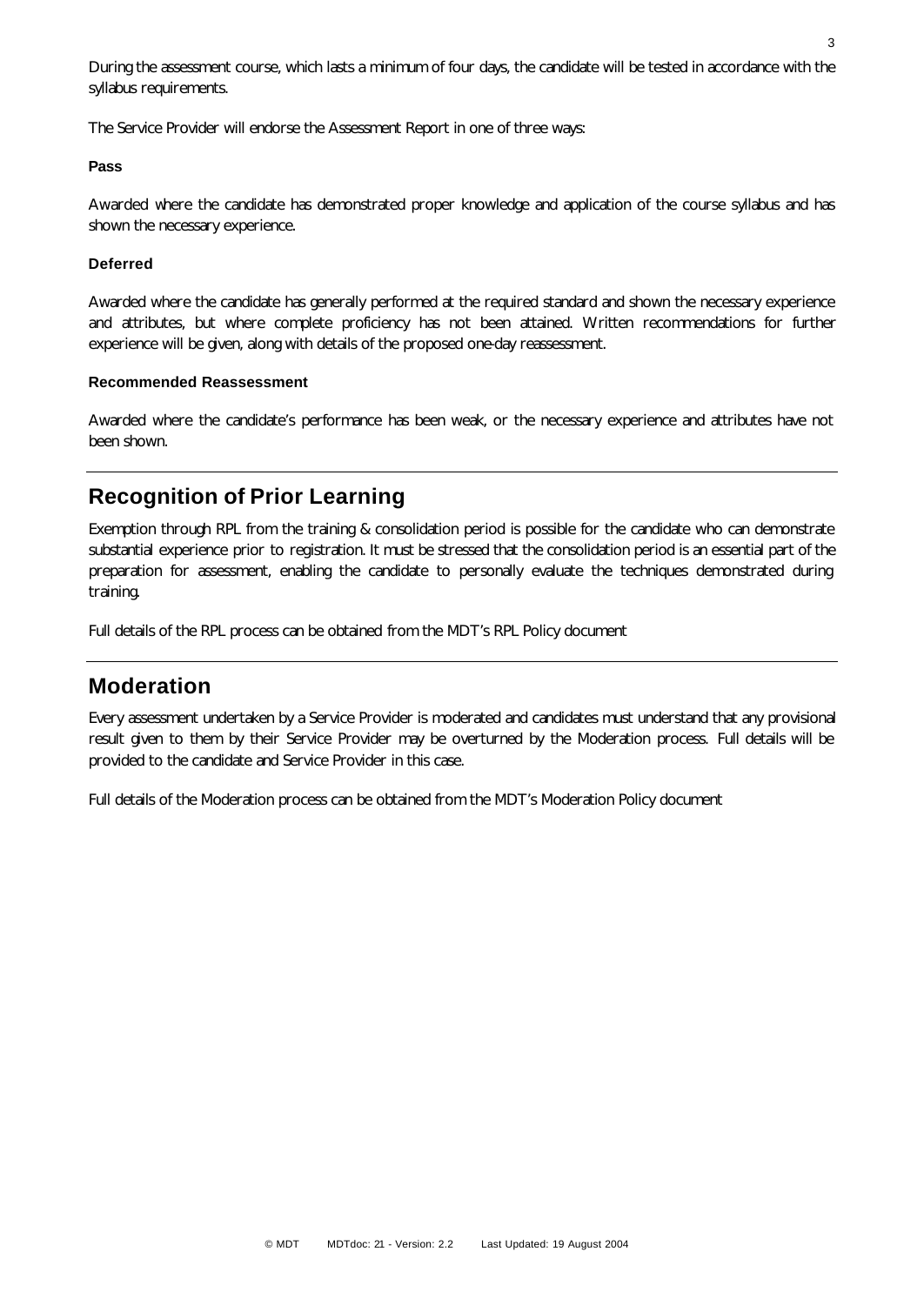During the assessment course, which lasts a minimum of four days, the candidate will be tested in accordance with the syllabus requirements.

The Service Provider will endorse the Assessment Report in one of three ways:

### Pass

Awarded where the candidate has demonstrated proper knowledge and application of the course syllabus and has shown the necessary experience.

### Deferred

Awarded where the candidate has generally performed at the required standard and shown the necessary experience and attributes, but where complete proficiency has not been attained. Written recommendations for further experience will be given, along with details of the proposed one-day reassessment.

### Recommended Reassessment

Awarded where the candidate's performance has been weak, or the necessary experience and attributes have not been shown.

## Recognition of Prior Learning

Exemption through RPL from the training & consolidation period is possible for the candidate who can demonstrate substantial experience prior to registration. It must be stressed that the consolidation period is an essential part of the preparation for assessment, enabling the candidate to personally evaluate the techniques demonstrated during training.

Full details of the RPL process can be obtained from the MDT's RPL Policy document

## Moderation

Every assessment undertaken by a Service Provider is moderated and candidates must understand that any provisional result given to them by their Service Provider may be overturned by the Moderation process. Full details will be provided to the candidate and Service Provider in this case.

Full details of the Moderation process can be obtained from the MDT's Moderation Policy document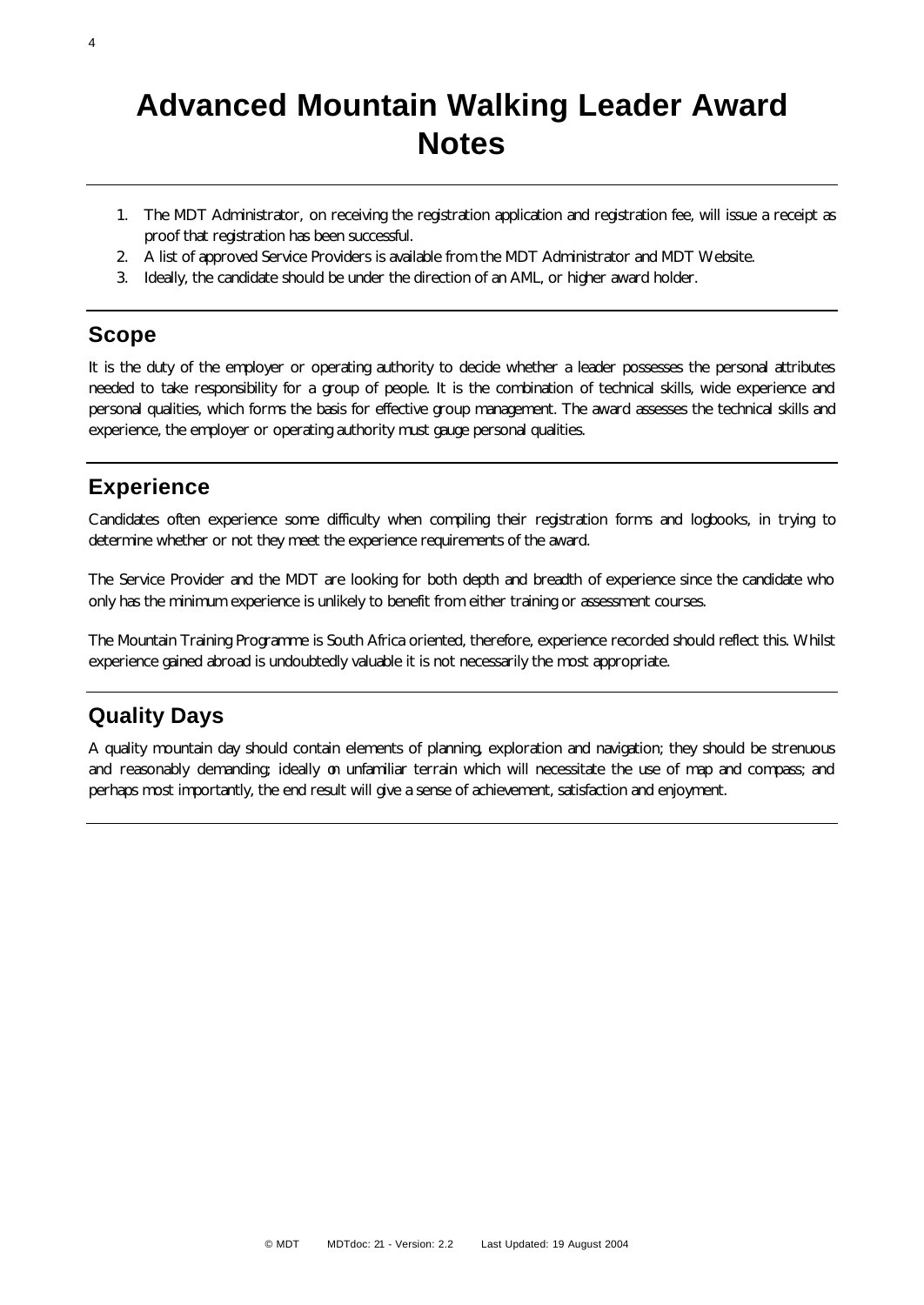# Advanced Mountain Walking Leader Award Notes

1. The MDT Administrator, on receiving the registration application and registration fee, will issue a receipt as proof that registration has been successful.
2. A list of approved Service Providers is available from the MDT Administrator and MDT Website.
3. Ideally, the candidate should be under the direction of an AML, or higher award holder.

## Scope

It is the duty of the employer or operating authority to decide whether a leader possesses the personal attributes needed to take responsibility for a group of people. It is the combination of technical skills, wide experience and personal qualities, which forms the basis for effective group management. The award assesses the technical skills and experience, the employer or operating authority must gauge personal qualities.

## Experience

Candidates often experience some difficulty when compiling their registration forms and logbooks, in trying to determine whether or not they meet the experience requirements of the award.

The Service Provider and the MDT are looking for both depth and breadth of experience since the candidate who only has the minimum experience is unlikely to benefit from either training or assessment courses.

The Mountain Training Programme is South Africa oriented, therefore, experience recorded should reflect this. Whilst experience gained abroad is undoubtedly valuable it is not necessarily the most appropriate.

## Quality Days

A quality mountain day should contain elements of planning, exploration and navigation; they should be strenuous and reasonably demanding; ideally on unfamiliar terrain which will necessitate the use of map and compass; and perhaps most importantly, the end result will give a sense of achievement, satisfaction and enjoyment.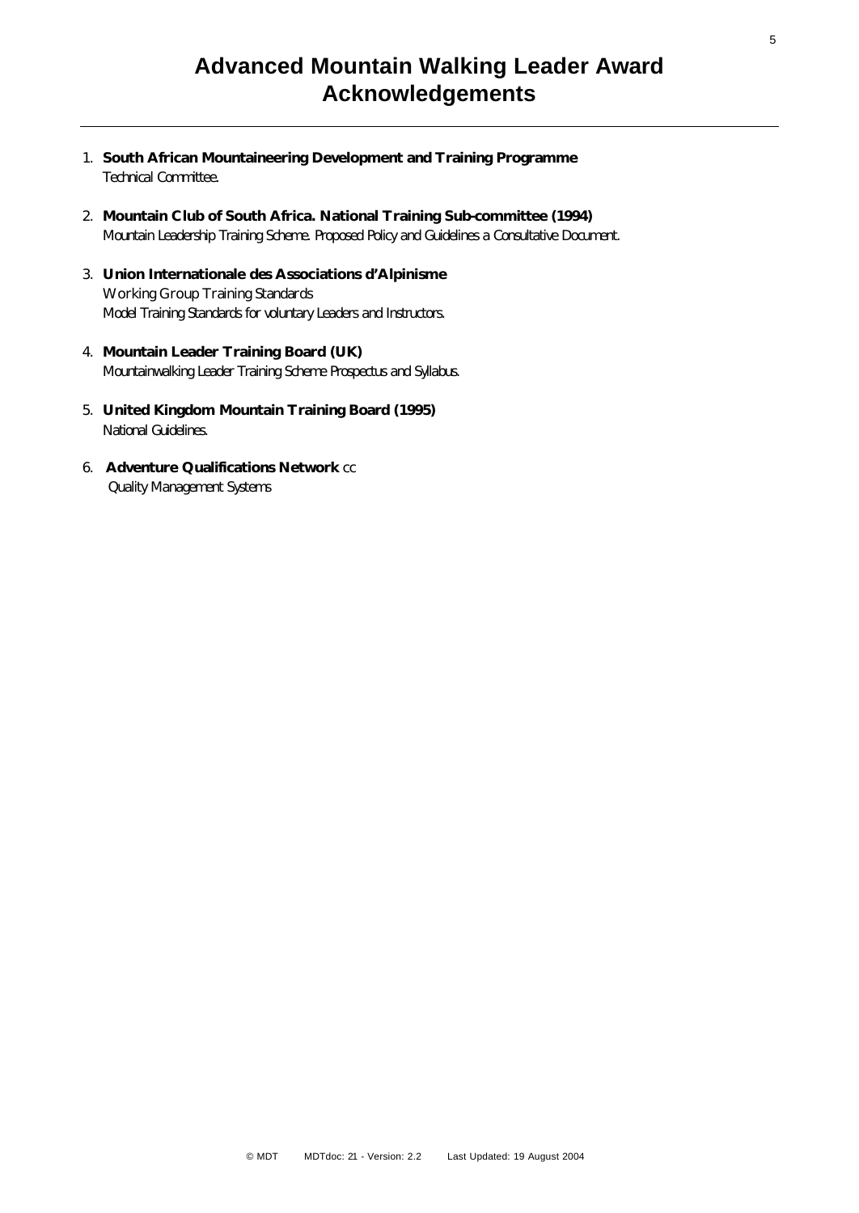# Advanced Mountain Walking Leader Award
# Acknowledgements

1. **South African Mountaineering Development and Training Programme**
   Technical Committee.

2. **Mountain Club of South Africa. National Training Sub-committee (1994)**
   Mountain Leadership Training Scheme. Proposed Policy and Guidelines a Consultative Document.

3. **Union Internationale des Associations d'Alpinisme**
   Working Group Training Standards
   Model Training Standards for voluntary Leaders and Instructors.

4. **Mountain Leader Training Board (UK)**
   Mountainwalking Leader Training Scheme Prospectus and Syllabus.

5. **United Kingdom Mountain Training Board (1995)**
   National Guidelines.

6. **Adventure Qualifications Network** cc
   Quality Management Systems